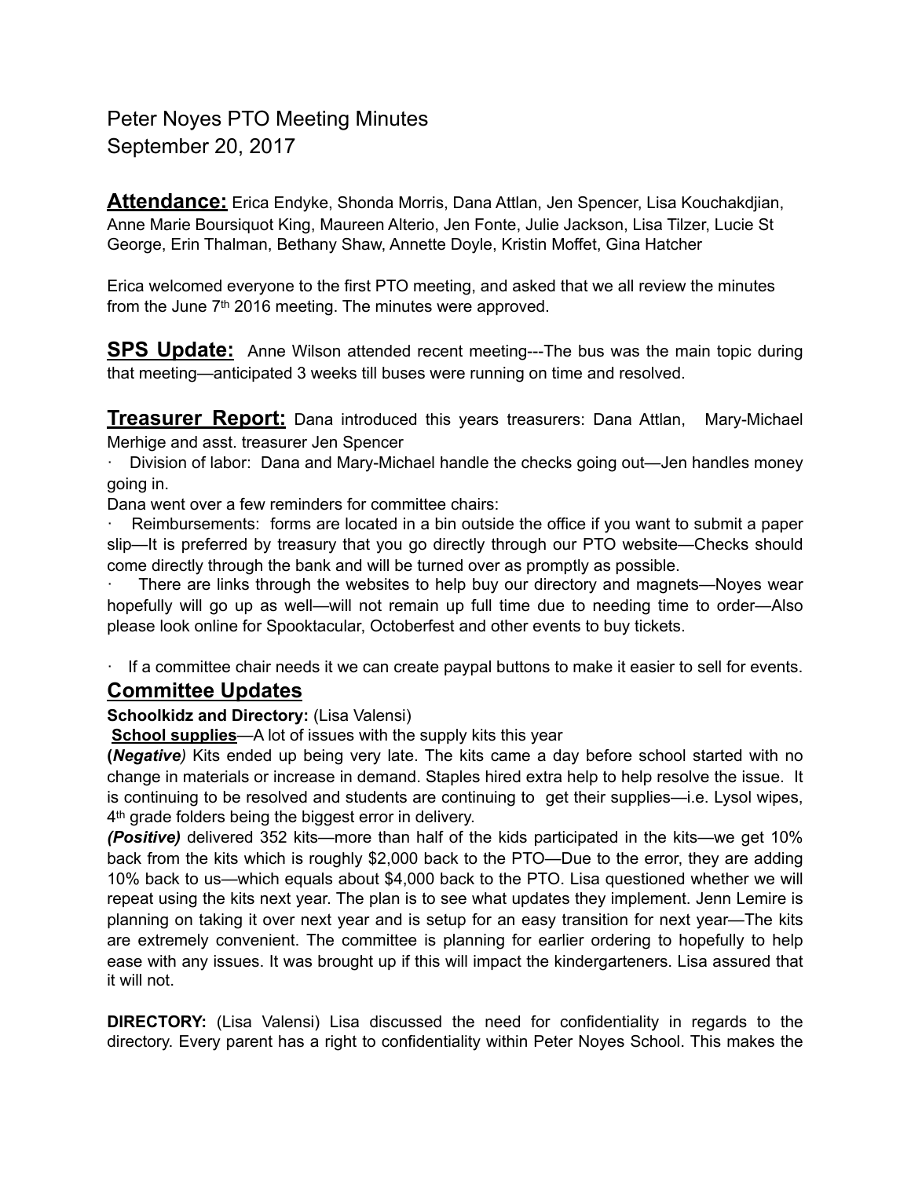# Peter Noyes PTO Meeting Minutes
September 20, 2017

**Attendance:** Erica Endyke, Shonda Morris, Dana Attlan, Jen Spencer, Lisa Kouchakdjian, Anne Marie Boursiquot King, Maureen Alterio, Jen Fonte, Julie Jackson, Lisa Tilzer, Lucie St George, Erin Thalman, Bethany Shaw, Annette Doyle, Kristin Moffet, Gina Hatcher

Erica welcomed everyone to the first PTO meeting, and asked that we all review the minutes from the June 7th 2016 meeting. The minutes were approved.

**SPS Update:** Anne Wilson attended recent meeting---The bus was the main topic during that meeting—anticipated 3 weeks till buses were running on time and resolved.

**Treasurer Report:** Dana introduced this years treasurers: Dana Attlan, Mary-Michael Merhige and asst. treasurer Jen Spencer

- Division of labor: Dana and Mary-Michael handle the checks going out—Jen handles money going in.

Dana went over a few reminders for committee chairs:

- Reimbursements: forms are located in a bin outside the office if you want to submit a paper slip—It is preferred by treasury that you go directly through our PTO website—Checks should come directly through the bank and will be turned over as promptly as possible.
- There are links through the websites to help buy our directory and magnets—Noyes wear hopefully will go up as well—will not remain up full time due to needing time to order—Also please look online for Spooktacular, Octoberfest and other events to buy tickets.

- If a committee chair needs it we can create paypal buttons to make it easier to sell for events.

## Committee Updates

**Schoolkidz and Directory:** (Lisa Valensi)

**School supplies**—A lot of issues with the supply kits this year

**(*Negative*)** Kits ended up being very late. The kits came a day before school started with no change in materials or increase in demand. Staples hired extra help to help resolve the issue. It is continuing to be resolved and students are continuing to get their supplies—i.e. Lysol wipes, 4th grade folders being the biggest error in delivery.

***(Positive)*** delivered 352 kits—more than half of the kids participated in the kits—we get 10% back from the kits which is roughly $2,000 back to the PTO—Due to the error, they are adding 10% back to us—which equals about $4,000 back to the PTO. Lisa questioned whether we will repeat using the kits next year. The plan is to see what updates they implement. Jenn Lemire is planning on taking it over next year and is setup for an easy transition for next year—The kits are extremely convenient. The committee is planning for earlier ordering to hopefully to help ease with any issues. It was brought up if this will impact the kindergarteners. Lisa assured that it will not.

**DIRECTORY:** (Lisa Valensi) Lisa discussed the need for confidentiality in regards to the directory. Every parent has a right to confidentiality within Peter Noyes School. This makes the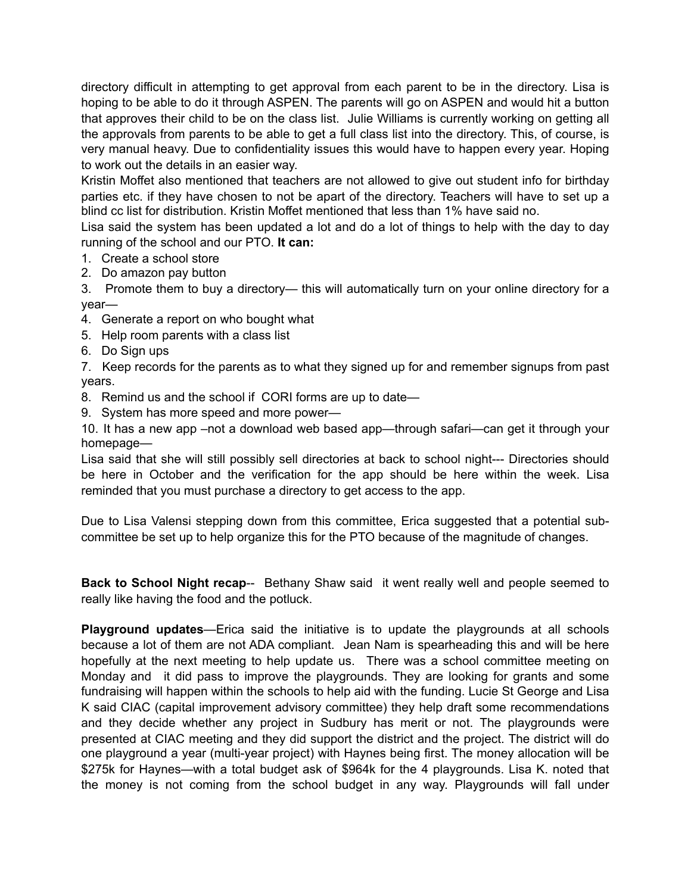directory difficult in attempting to get approval from each parent to be in the directory. Lisa is hoping to be able to do it through ASPEN. The parents will go on ASPEN and would hit a button that approves their child to be on the class list. Julie Williams is currently working on getting all the approvals from parents to be able to get a full class list into the directory. This, of course, is very manual heavy. Due to confidentiality issues this would have to happen every year. Hoping to work out the details in an easier way.

Kristin Moffet also mentioned that teachers are not allowed to give out student info for birthday parties etc. if they have chosen to not be apart of the directory. Teachers will have to set up a blind cc list for distribution. Kristin Moffet mentioned that less than 1% have said no.

Lisa said the system has been updated a lot and do a lot of things to help with the day to day running of the school and our PTO. **It can:**

1. Create a school store
2. Do amazon pay button
3. Promote them to buy a directory— this will automatically turn on your online directory for a year—
4. Generate a report on who bought what
5. Help room parents with a class list
6. Do Sign ups
7. Keep records for the parents as to what they signed up for and remember signups from past years.
8. Remind us and the school if CORI forms are up to date—
9. System has more speed and more power—
10. It has a new app –not a download web based app—through safari—can get it through your homepage—

Lisa said that she will still possibly sell directories at back to school night--- Directories should be here in October and the verification for the app should be here within the week. Lisa reminded that you must purchase a directory to get access to the app.

Due to Lisa Valensi stepping down from this committee, Erica suggested that a potential sub-committee be set up to help organize this for the PTO because of the magnitude of changes.

**Back to School Night recap**-- Bethany Shaw said it went really well and people seemed to really like having the food and the potluck.

**Playground updates**—Erica said the initiative is to update the playgrounds at all schools because a lot of them are not ADA compliant. Jean Nam is spearheading this and will be here hopefully at the next meeting to help update us. There was a school committee meeting on Monday and it did pass to improve the playgrounds. They are looking for grants and some fundraising will happen within the schools to help aid with the funding. Lucie St George and Lisa K said CIAC (capital improvement advisory committee) they help draft some recommendations and they decide whether any project in Sudbury has merit or not. The playgrounds were presented at CIAC meeting and they did support the district and the project. The district will do one playground a year (multi-year project) with Haynes being first. The money allocation will be $275k for Haynes—with a total budget ask of $964k for the 4 playgrounds. Lisa K. noted that the money is not coming from the school budget in any way. Playgrounds will fall under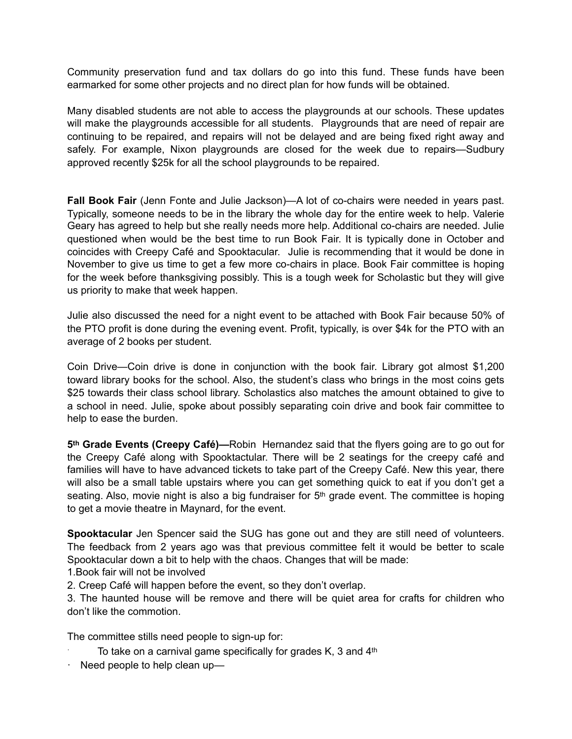Community preservation fund and tax dollars do go into this fund. These funds have been earmarked for some other projects and no direct plan for how funds will be obtained.

Many disabled students are not able to access the playgrounds at our schools. These updates will make the playgrounds accessible for all students. Playgrounds that are need of repair are continuing to be repaired, and repairs will not be delayed and are being fixed right away and safely. For example, Nixon playgrounds are closed for the week due to repairs—Sudbury approved recently $25k for all the school playgrounds to be repaired.

**Fall Book Fair** (Jenn Fonte and Julie Jackson)—A lot of co-chairs were needed in years past. Typically, someone needs to be in the library the whole day for the entire week to help. Valerie Geary has agreed to help but she really needs more help. Additional co-chairs are needed. Julie questioned when would be the best time to run Book Fair. It is typically done in October and coincides with Creepy Café and Spooktacular. Julie is recommending that it would be done in November to give us time to get a few more co-chairs in place. Book Fair committee is hoping for the week before thanksgiving possibly. This is a tough week for Scholastic but they will give us priority to make that week happen.

Julie also discussed the need for a night event to be attached with Book Fair because 50% of the PTO profit is done during the evening event. Profit, typically, is over $4k for the PTO with an average of 2 books per student.

Coin Drive—Coin drive is done in conjunction with the book fair. Library got almost $1,200 toward library books for the school. Also, the student's class who brings in the most coins gets $25 towards their class school library. Scholastics also matches the amount obtained to give to a school in need. Julie, spoke about possibly separating coin drive and book fair committee to help to ease the burden.

**5th Grade Events (Creepy Café)—**Robin Hernandez said that the flyers going are to go out for the Creepy Café along with Spooktactular. There will be 2 seatings for the creepy café and families will have to have advanced tickets to take part of the Creepy Café. New this year, there will also be a small table upstairs where you can get something quick to eat if you don't get a seating. Also, movie night is also a big fundraiser for 5th grade event. The committee is hoping to get a movie theatre in Maynard, for the event.

**Spooktacular** Jen Spencer said the SUG has gone out and they are still need of volunteers. The feedback from 2 years ago was that previous committee felt it would be better to scale Spooktacular down a bit to help with the chaos. Changes that will be made:

1. Book fair will not be involved
2. Creep Café will happen before the event, so they don't overlap.
3. The haunted house will be remove and there will be quiet area for crafts for children who don't like the commotion.

The committee stills need people to sign-up for:

- To take on a carnival game specifically for grades K, 3 and 4th
- Need people to help clean up—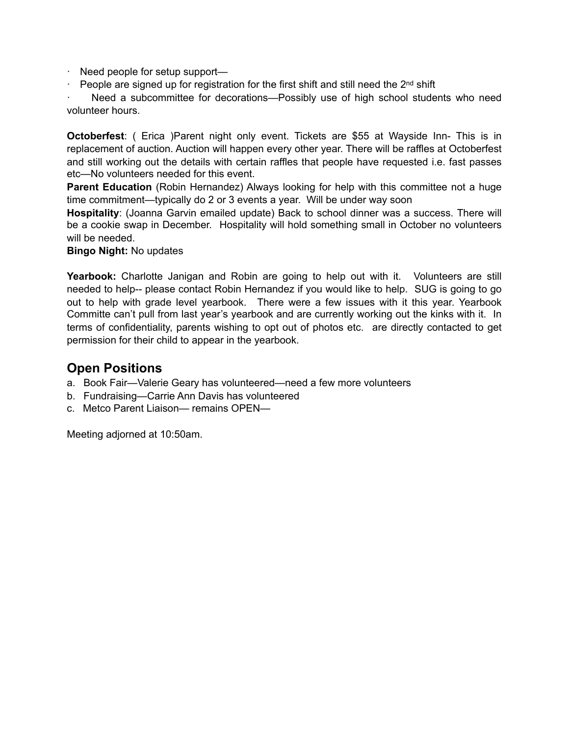- Need people for setup support—
- People are signed up for registration for the first shift and still need the 2nd shift
- Need a subcommittee for decorations—Possibly use of high school students who need volunteer hours.

**Octoberfest**: ( Erica )Parent night only event. Tickets are $55 at Wayside Inn- This is in replacement of auction. Auction will happen every other year. There will be raffles at Octoberfest and still working out the details with certain raffles that people have requested i.e. fast passes etc—No volunteers needed for this event.

**Parent Education** (Robin Hernandez) Always looking for help with this committee not a huge time commitment—typically do 2 or 3 events a year. Will be under way soon

**Hospitality**: (Joanna Garvin emailed update) Back to school dinner was a success. There will be a cookie swap in December. Hospitality will hold something small in October no volunteers will be needed.

**Bingo Night:** No updates

**Yearbook:** Charlotte Janigan and Robin are going to help out with it. Volunteers are still needed to help-- please contact Robin Hernandez if you would like to help. SUG is going to go out to help with grade level yearbook. There were a few issues with it this year. Yearbook Committe can't pull from last year's yearbook and are currently working out the kinks with it. In terms of confidentiality, parents wishing to opt out of photos etc. are directly contacted to get permission for their child to appear in the yearbook.

## Open Positions

a. Book Fair—Valerie Geary has volunteered—need a few more volunteers
b. Fundraising—Carrie Ann Davis has volunteered
c. Metco Parent Liaison— remains OPEN—

Meeting adjorned at 10:50am.